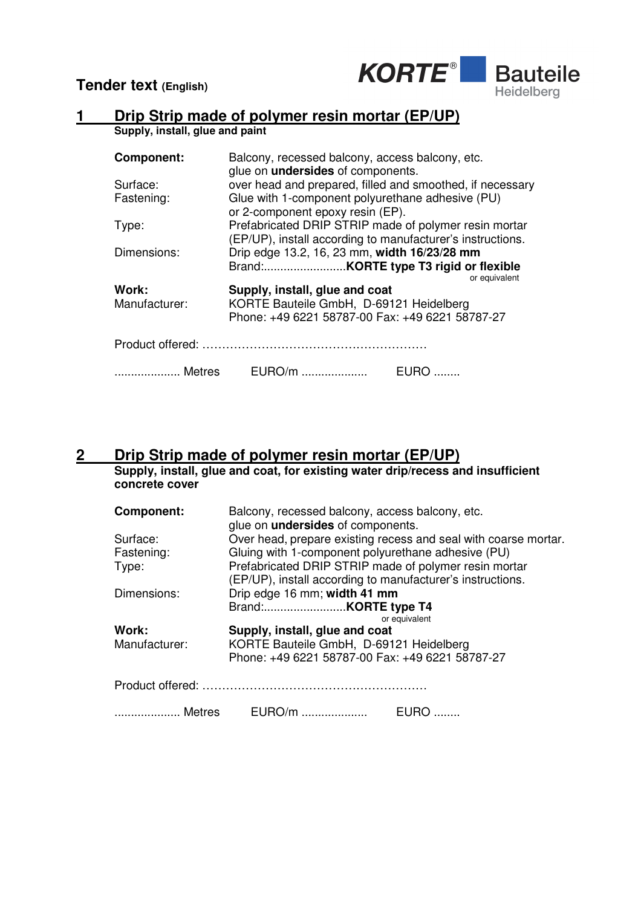**Tender text (English)**

**KORTE® Bauteile** Heidelberg

## 1 Drip Strip made of polymer resin mortar (EP/UP)

**Supply, install, glue and paint**

| | |
|---|---|
| **Component:** | Balcony, recessed balcony, access balcony, etc. glue on **undersides** of components. |
| Surface: | over head and prepared, filled and smoothed, if necessary |
| Fastening: | Glue with 1-component polyurethane adhesive (PU) or 2-component epoxy resin (EP). |
| Type: | Prefabricated DRIP STRIP made of polymer resin mortar (EP/UP), install according to manufacturer's instructions. |
| Dimensions: | Drip edge 13.2, 16, 23 mm, **width 16/23/28 mm** |
| | Brand:.........................**KORTE type T3 rigid or flexible** or equivalent |
| **Work:** | **Supply, install, glue and coat** |
| Manufacturer: | KORTE Bauteile GmbH, D-69121 Heidelberg Phone: +49 6221 58787-00 Fax: +49 6221 58787-27 |

Product offered: ………………………………………………….

.................... Metres EURO/m .................... EURO ........

## 2 Drip Strip made of polymer resin mortar (EP/UP)

**Supply, install, glue and coat, for existing water drip/recess and insufficient concrete cover**

| | |
|---|---|
| **Component:** | Balcony, recessed balcony, access balcony, etc. glue on **undersides** of components. |
| Surface: | Over head, prepare existing recess and seal with coarse mortar. |
| Fastening: | Gluing with 1-component polyurethane adhesive (PU) |
| Type: | Prefabricated DRIP STRIP made of polymer resin mortar (EP/UP), install according to manufacturer's instructions. |
| Dimensions: | Drip edge 16 mm; **width 41 mm** |
| | Brand:.........................**KORTE type T4** or equivalent |
| **Work:** | **Supply, install, glue and coat** |
| Manufacturer: | KORTE Bauteile GmbH, D-69121 Heidelberg Phone: +49 6221 58787-00 Fax: +49 6221 58787-27 |

Product offered: ………………………………………………….

.................... Metres EURO/m .................... EURO ........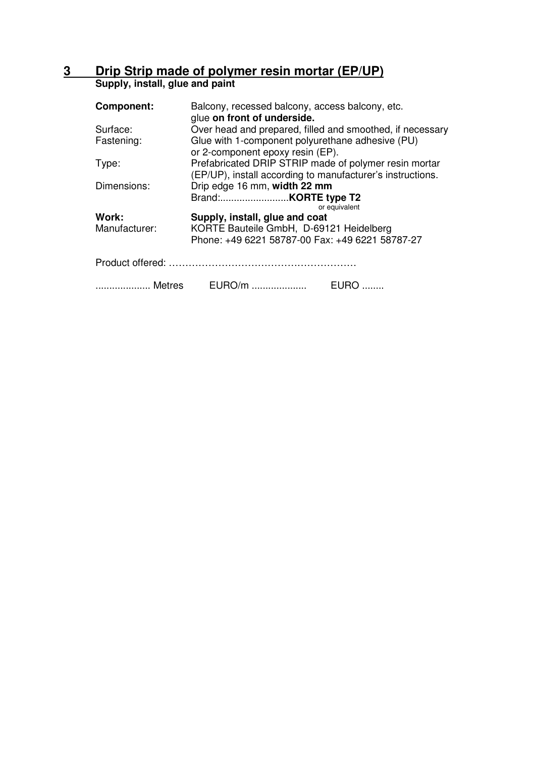## 3 Drip Strip made of polymer resin mortar (EP/UP)

**Supply, install, glue and paint**

| | |
|---|---|
| **Component:** | Balcony, recessed balcony, access balcony, etc. glue **on front of underside.** |
| Surface: | Over head and prepared, filled and smoothed, if necessary |
| Fastening: | Glue with 1-component polyurethane adhesive (PU) or 2-component epoxy resin (EP). |
| Type: | Prefabricated DRIP STRIP made of polymer resin mortar (EP/UP), install according to manufacturer's instructions. |
| Dimensions: | Drip edge 16 mm, **width 22 mm** |
| | Brand:.........................**KORTE type T2** or equivalent |
| **Work:** | **Supply, install, glue and coat** |
| Manufacturer: | KORTE Bauteile GmbH, D-69121 Heidelberg<br>Phone: +49 6221 58787-00 Fax: +49 6221 58787-27 |

Product offered: ………………………………………………

.................... Metres EURO/m .................... EURO ........